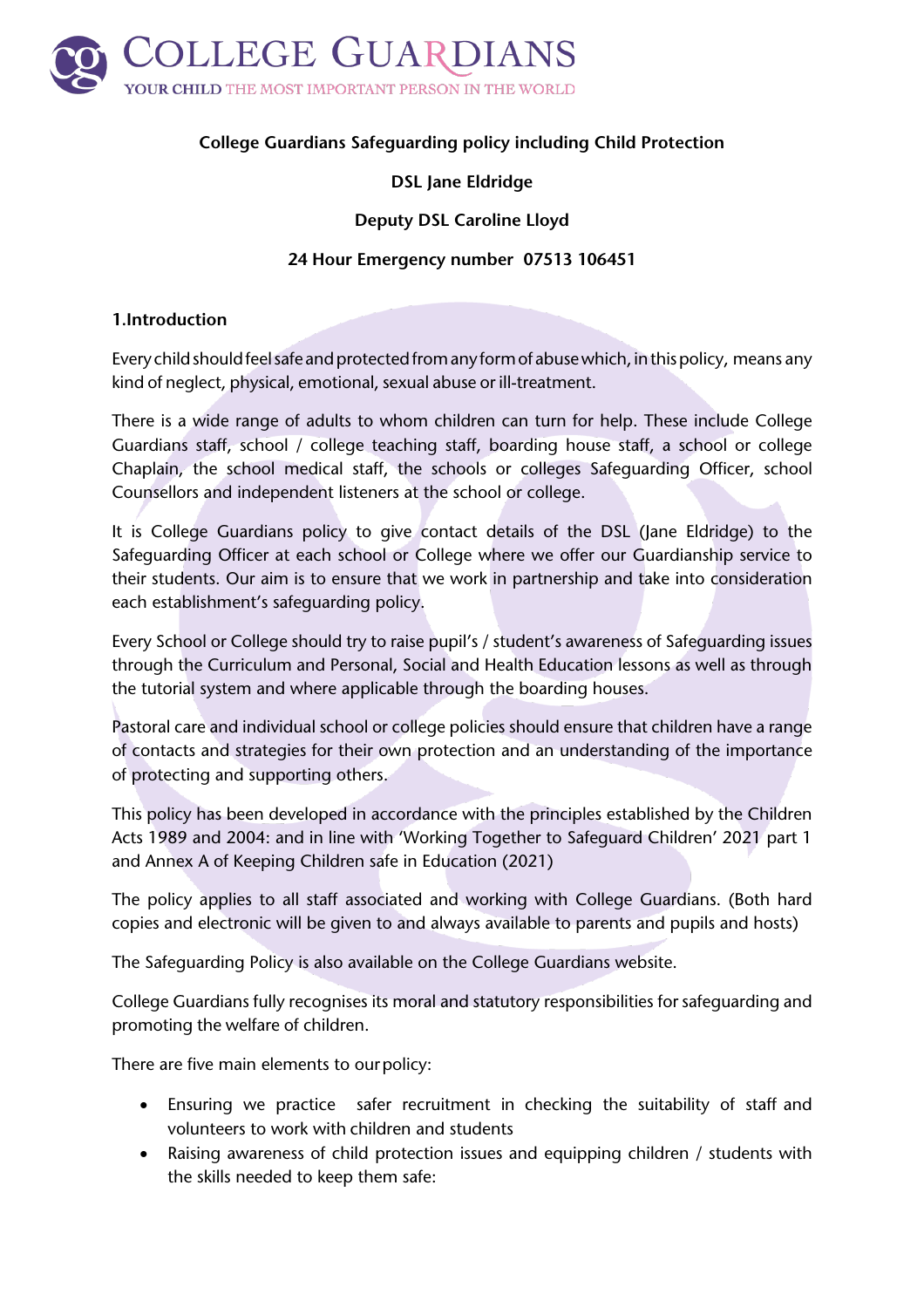**COLLEGE GUARDIANS**
YOUR CHILD THE MOST IMPORTANT PERSON IN THE WORLD

**College Guardians Safeguarding policy including Child Protection**

**DSL Jane Eldridge**

**Deputy DSL Caroline Lloyd**

**24 Hour Emergency number 07513 106451**

## 1.Introduction

Every child should feel safe and protected from any form of abuse which, in this policy, means any kind of neglect, physical, emotional, sexual abuse or ill-treatment.

There is a wide range of adults to whom children can turn for help. These include College Guardians staff, school / college teaching staff, boarding house staff, a school or college Chaplain, the school medical staff, the schools or colleges Safeguarding Officer, school Counsellors and independent listeners at the school or college.

It is College Guardians policy to give contact details of the DSL (Jane Eldridge) to the Safeguarding Officer at each school or College where we offer our Guardianship service to their students. Our aim is to ensure that we work in partnership and take into consideration each establishment's safeguarding policy.

Every School or College should try to raise pupil's / student's awareness of Safeguarding issues through the Curriculum and Personal, Social and Health Education lessons as well as through the tutorial system and where applicable through the boarding houses.

Pastoral care and individual school or college policies should ensure that children have a range of contacts and strategies for their own protection and an understanding of the importance of protecting and supporting others.

This policy has been developed in accordance with the principles established by the Children Acts 1989 and 2004: and in line with 'Working Together to Safeguard Children' 2021 part 1 and Annex A of Keeping Children safe in Education (2021)

The policy applies to all staff associated and working with College Guardians. (Both hard copies and electronic will be given to and always available to parents and pupils and hosts)

The Safeguarding Policy is also available on the College Guardians website.

College Guardians fully recognises its moral and statutory responsibilities for safeguarding and promoting the welfare of children.

There are five main elements to our policy:

- Ensuring we practice safer recruitment in checking the suitability of staff and volunteers to work with children and students
- Raising awareness of child protection issues and equipping children / students with the skills needed to keep them safe: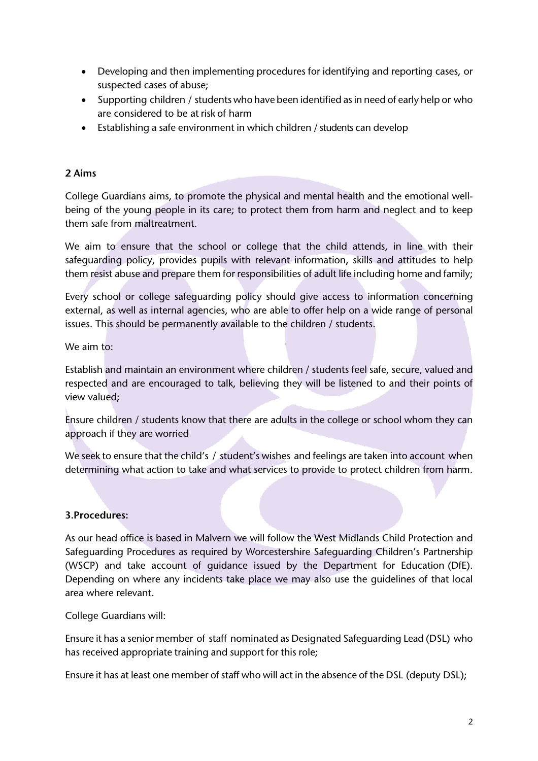- Developing and then implementing procedures for identifying and reporting cases, or suspected cases of abuse;
- Supporting children / students who have been identified as in need of early help or who are considered to be at risk of harm
- Establishing a safe environment in which children / students can develop

**2 Aims**

College Guardians aims, to promote the physical and mental health and the emotional well-being of the young people in its care; to protect them from harm and neglect and to keep them safe from maltreatment.

We aim to ensure that the school or college that the child attends, in line with their safeguarding policy, provides pupils with relevant information, skills and attitudes to help them resist abuse and prepare them for responsibilities of adult life including home and family;

Every school or college safeguarding policy should give access to information concerning external, as well as internal agencies, who are able to offer help on a wide range of personal issues. This should be permanently available to the children / students.

We aim to:

Establish and maintain an environment where children / students feel safe, secure, valued and respected and are encouraged to talk, believing they will be listened to and their points of view valued;

Ensure children / students know that there are adults in the college or school whom they can approach if they are worried

We seek to ensure that the child's / student's wishes and feelings are taken into account when determining what action to take and what services to provide to protect children from harm.

**3.Procedures:**

As our head office is based in Malvern we will follow the West Midlands Child Protection and Safeguarding Procedures as required by Worcestershire Safeguarding Children's Partnership (WSCP) and take account of guidance issued by the Department for Education (DfE). Depending on where any incidents take place we may also use the guidelines of that local area where relevant.

College Guardians will:

Ensure it has a senior member of staff nominated as Designated Safeguarding Lead (DSL) who has received appropriate training and support for this role;

Ensure it has at least one member of staff who will act in the absence of the DSL (deputy DSL);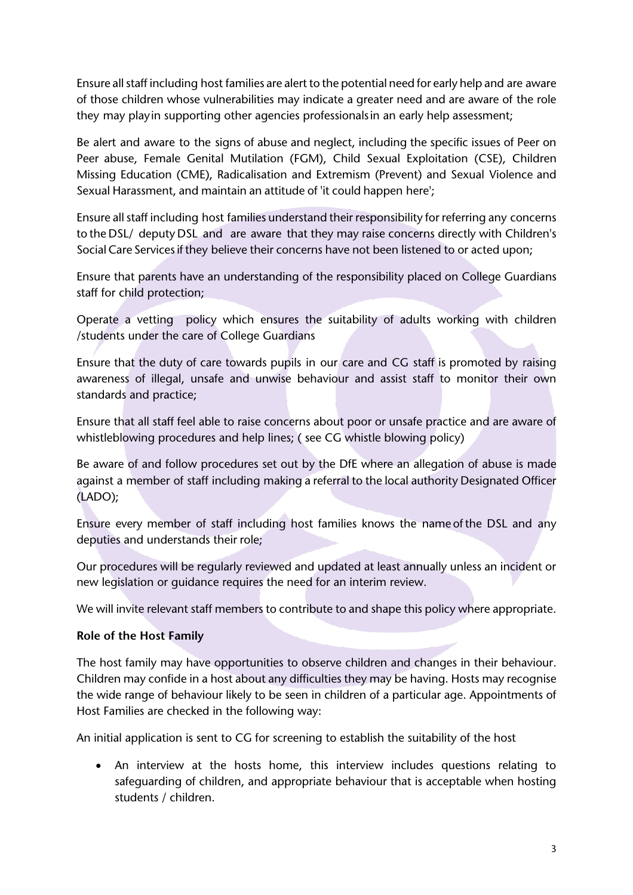Ensure all staff including host families are alert to the potential need for early help and are aware of those children whose vulnerabilities may indicate a greater need and are aware of the role they may play in supporting other agencies professionals in an early help assessment;

Be alert and aware to the signs of abuse and neglect, including the specific issues of Peer on Peer abuse, Female Genital Mutilation (FGM), Child Sexual Exploitation (CSE), Children Missing Education (CME), Radicalisation and Extremism (Prevent) and Sexual Violence and Sexual Harassment, and maintain an attitude of 'it could happen here';

Ensure all staff including host families understand their responsibility for referring any concerns to the DSL/ deputy DSL and are aware that they may raise concerns directly with Children's Social Care Services if they believe their concerns have not been listened to or acted upon;

Ensure that parents have an understanding of the responsibility placed on College Guardians staff for child protection;

Operate a vetting policy which ensures the suitability of adults working with children /students under the care of College Guardians

Ensure that the duty of care towards pupils in our care and CG staff is promoted by raising awareness of illegal, unsafe and unwise behaviour and assist staff to monitor their own standards and practice;

Ensure that all staff feel able to raise concerns about poor or unsafe practice and are aware of whistleblowing procedures and help lines; ( see CG whistle blowing policy)

Be aware of and follow procedures set out by the DfE where an allegation of abuse is made against a member of staff including making a referral to the local authority Designated Officer (LADO);

Ensure every member of staff including host families knows the name of the DSL and any deputies and understands their role;

Our procedures will be regularly reviewed and updated at least annually unless an incident or new legislation or guidance requires the need for an interim review.

We will invite relevant staff members to contribute to and shape this policy where appropriate.

**Role of the Host Family**

The host family may have opportunities to observe children and changes in their behaviour. Children may confide in a host about any difficulties they may be having. Hosts may recognise the wide range of behaviour likely to be seen in children of a particular age. Appointments of Host Families are checked in the following way:

An initial application is sent to CG for screening to establish the suitability of the host

- An interview at the hosts home, this interview includes questions relating to safeguarding of children, and appropriate behaviour that is acceptable when hosting students / children.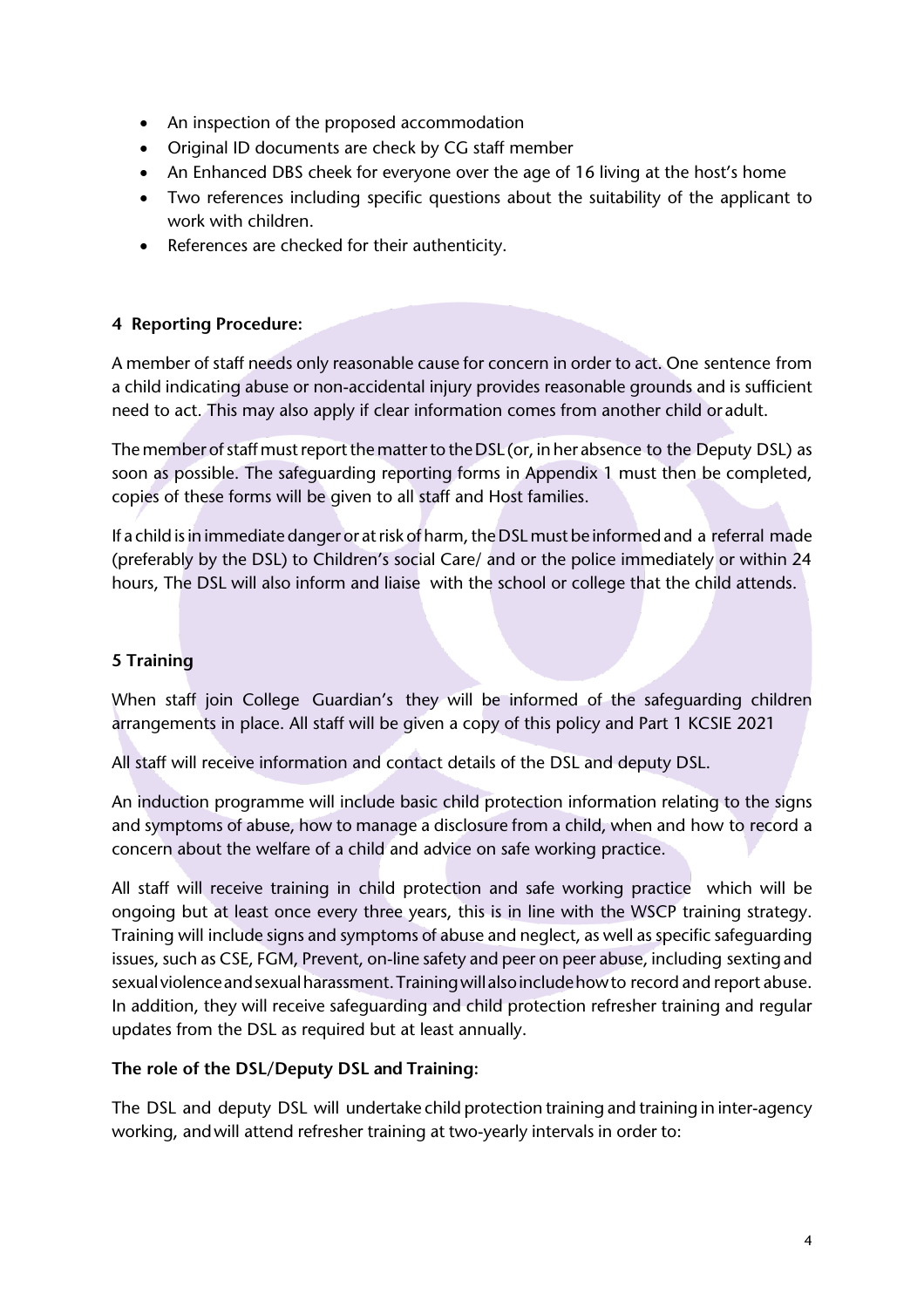- An inspection of the proposed accommodation
- Original ID documents are check by CG staff member
- An Enhanced DBS cheek for everyone over the age of 16 living at the host's home
- Two references including specific questions about the suitability of the applicant to work with children.
- References are checked for their authenticity.

**4 Reporting Procedure:**

A member of staff needs only reasonable cause for concern in order to act. One sentence from a child indicating abuse or non-accidental injury provides reasonable grounds and is sufficient need to act. This may also apply if clear information comes from another child or adult.

The member of staff must report the matter to the DSL (or, in her absence to the Deputy DSL) as soon as possible. The safeguarding reporting forms in Appendix 1 must then be completed, copies of these forms will be given to all staff and Host families.

If a child is in immediate danger or at risk of harm, the DSL must be informed and a referral made (preferably by the DSL) to Children's social Care/ and or the police immediately or within 24 hours, The DSL will also inform and liaise with the school or college that the child attends.

**5 Training**

When staff join College Guardian's they will be informed of the safeguarding children arrangements in place. All staff will be given a copy of this policy and Part 1 KCSIE 2021

All staff will receive information and contact details of the DSL and deputy DSL.

An induction programme will include basic child protection information relating to the signs and symptoms of abuse, how to manage a disclosure from a child, when and how to record a concern about the welfare of a child and advice on safe working practice.

All staff will receive training in child protection and safe working practice which will be ongoing but at least once every three years, this is in line with the WSCP training strategy. Training will include signs and symptoms of abuse and neglect, as well as specific safeguarding issues, such as CSE, FGM, Prevent, on-line safety and peer on peer abuse, including sexting and sexual violence and sexual harassment. Training will also include how to record and report abuse. In addition, they will receive safeguarding and child protection refresher training and regular updates from the DSL as required but at least annually.

**The role of the DSL/Deputy DSL and Training:**

The DSL and deputy DSL will undertake child protection training and training in inter-agency working, and will attend refresher training at two-yearly intervals in order to: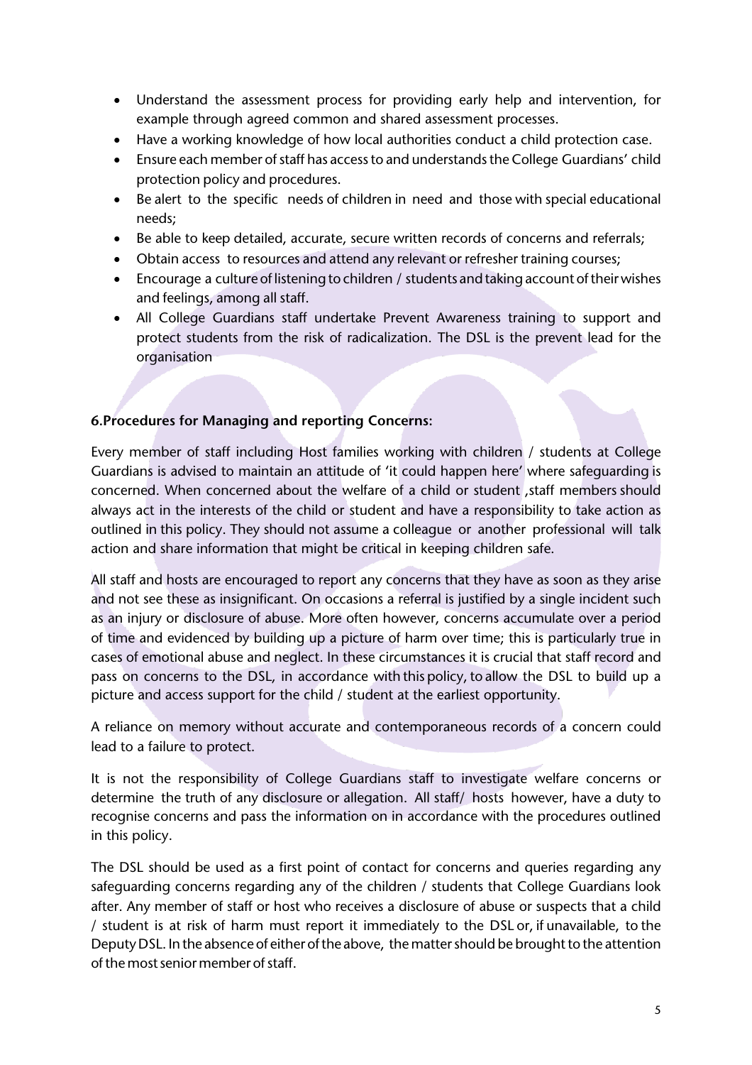- Understand the assessment process for providing early help and intervention, for example through agreed common and shared assessment processes.
- Have a working knowledge of how local authorities conduct a child protection case.
- Ensure each member of staff has access to and understands the College Guardians' child protection policy and procedures.
- Be alert to the specific needs of children in need and those with special educational needs;
- Be able to keep detailed, accurate, secure written records of concerns and referrals;
- Obtain access to resources and attend any relevant or refresher training courses;
- Encourage a culture of listening to children / students and taking account of their wishes and feelings, among all staff.
- All College Guardians staff undertake Prevent Awareness training to support and protect students from the risk of radicalization. The DSL is the prevent lead for the organisation

**6.Procedures for Managing and reporting Concerns:**

Every member of staff including Host families working with children / students at College Guardians is advised to maintain an attitude of 'it could happen here' where safeguarding is concerned. When concerned about the welfare of a child or student ,staff members should always act in the interests of the child or student and have a responsibility to take action as outlined in this policy. They should not assume a colleague or another professional will talk action and share information that might be critical in keeping children safe.

All staff and hosts are encouraged to report any concerns that they have as soon as they arise and not see these as insignificant. On occasions a referral is justified by a single incident such as an injury or disclosure of abuse. More often however, concerns accumulate over a period of time and evidenced by building up a picture of harm over time; this is particularly true in cases of emotional abuse and neglect. In these circumstances it is crucial that staff record and pass on concerns to the DSL, in accordance with this policy, to allow the DSL to build up a picture and access support for the child / student at the earliest opportunity.

A reliance on memory without accurate and contemporaneous records of a concern could lead to a failure to protect.

It is not the responsibility of College Guardians staff to investigate welfare concerns or determine the truth of any disclosure or allegation. All staff/ hosts however, have a duty to recognise concerns and pass the information on in accordance with the procedures outlined in this policy.

The DSL should be used as a first point of contact for concerns and queries regarding any safeguarding concerns regarding any of the children / students that College Guardians look after. Any member of staff or host who receives a disclosure of abuse or suspects that a child / student is at risk of harm must report it immediately to the DSL or, if unavailable, to the Deputy DSL. In the absence of either of the above, the matter should be brought to the attention of the most senior member of staff.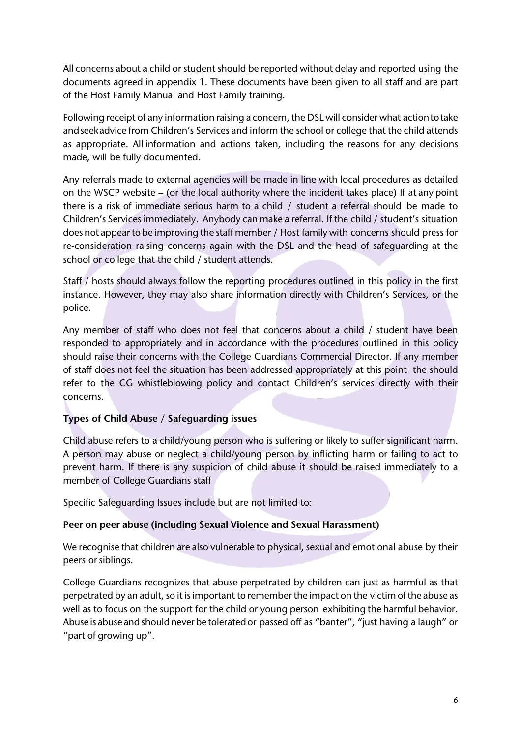All concerns about a child or student should be reported without delay and reported using the documents agreed in appendix 1. These documents have been given to all staff and are part of the Host Family Manual and Host Family training.

Following receipt of any information raising a concern, the DSL will consider what action to take and seek advice from Children's Services and inform the school or college that the child attends as appropriate. All information and actions taken, including the reasons for any decisions made, will be fully documented.

Any referrals made to external agencies will be made in line with local procedures as detailed on the WSCP website – (or the local authority where the incident takes place) If at any point there is a risk of immediate serious harm to a child / student a referral should be made to Children's Services immediately. Anybody can make a referral. If the child / student's situation does not appear to be improving the staff member / Host family with concerns should press for re-consideration raising concerns again with the DSL and the head of safeguarding at the school or college that the child / student attends.

Staff / hosts should always follow the reporting procedures outlined in this policy in the first instance. However, they may also share information directly with Children's Services, or the police.

Any member of staff who does not feel that concerns about a child / student have been responded to appropriately and in accordance with the procedures outlined in this policy should raise their concerns with the College Guardians Commercial Director. If any member of staff does not feel the situation has been addressed appropriately at this point the should refer to the CG whistleblowing policy and contact Children's services directly with their concerns.

**Types of Child Abuse / Safeguarding issues**

Child abuse refers to a child/young person who is suffering or likely to suffer significant harm. A person may abuse or neglect a child/young person by inflicting harm or failing to act to prevent harm. If there is any suspicion of child abuse it should be raised immediately to a member of College Guardians staff

Specific Safeguarding Issues include but are not limited to:

**Peer on peer abuse (including Sexual Violence and Sexual Harassment)**

We recognise that children are also vulnerable to physical, sexual and emotional abuse by their peers or siblings.

College Guardians recognizes that abuse perpetrated by children can just as harmful as that perpetrated by an adult, so it is important to remember the impact on the victim of the abuse as well as to focus on the support for the child or young person exhibiting the harmful behavior. Abuse is abuse and should never be tolerated or passed off as "banter", "just having a laugh" or "part of growing up".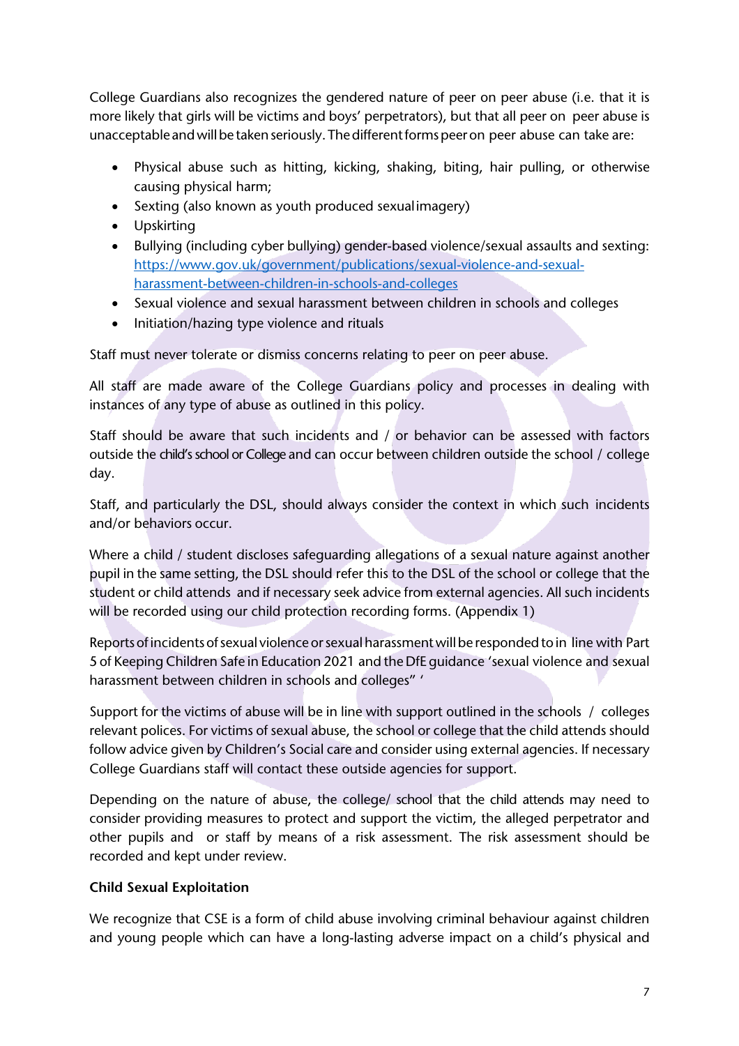College Guardians also recognizes the gendered nature of peer on peer abuse (i.e. that it is more likely that girls will be victims and boys' perpetrators), but that all peer on peer abuse is unacceptable and will be taken seriously. The different forms peer on peer abuse can take are:

- Physical abuse such as hitting, kicking, shaking, biting, hair pulling, or otherwise causing physical harm;
- Sexting (also known as youth produced sexual imagery)
- Upskirting
- Bullying (including cyber bullying) gender-based violence/sexual assaults and sexting: [https://www.gov.uk/government/publications/sexual-violence-and-sexual-harassment-between-children-in-schools-and-colleges](https://www.gov.uk/government/publications/sexual-violence-and-sexual-harassment-between-children-in-schools-and-colleges)
- Sexual violence and sexual harassment between children in schools and colleges
- Initiation/hazing type violence and rituals

Staff must never tolerate or dismiss concerns relating to peer on peer abuse.

All staff are made aware of the College Guardians policy and processes in dealing with instances of any type of abuse as outlined in this policy.

Staff should be aware that such incidents and / or behavior can be assessed with factors outside the child's school or College and can occur between children outside the school / college day.

Staff, and particularly the DSL, should always consider the context in which such incidents and/or behaviors occur.

Where a child / student discloses safeguarding allegations of a sexual nature against another pupil in the same setting, the DSL should refer this to the DSL of the school or college that the student or child attends and if necessary seek advice from external agencies. All such incidents will be recorded using our child protection recording forms. (Appendix 1)

Reports of incidents of sexual violence or sexual harassment will be responded to in line with Part 5 of Keeping Children Safe in Education 2021 and the DfE guidance 'sexual violence and sexual harassment between children in schools and colleges" '

Support for the victims of abuse will be in line with support outlined in the schools / colleges relevant polices. For victims of sexual abuse, the school or college that the child attends should follow advice given by Children's Social care and consider using external agencies. If necessary College Guardians staff will contact these outside agencies for support.

Depending on the nature of abuse, the college/ school that the child attends may need to consider providing measures to protect and support the victim, the alleged perpetrator and other pupils and or staff by means of a risk assessment. The risk assessment should be recorded and kept under review.

**Child Sexual Exploitation**

We recognize that CSE is a form of child abuse involving criminal behaviour against children and young people which can have a long-lasting adverse impact on a child's physical and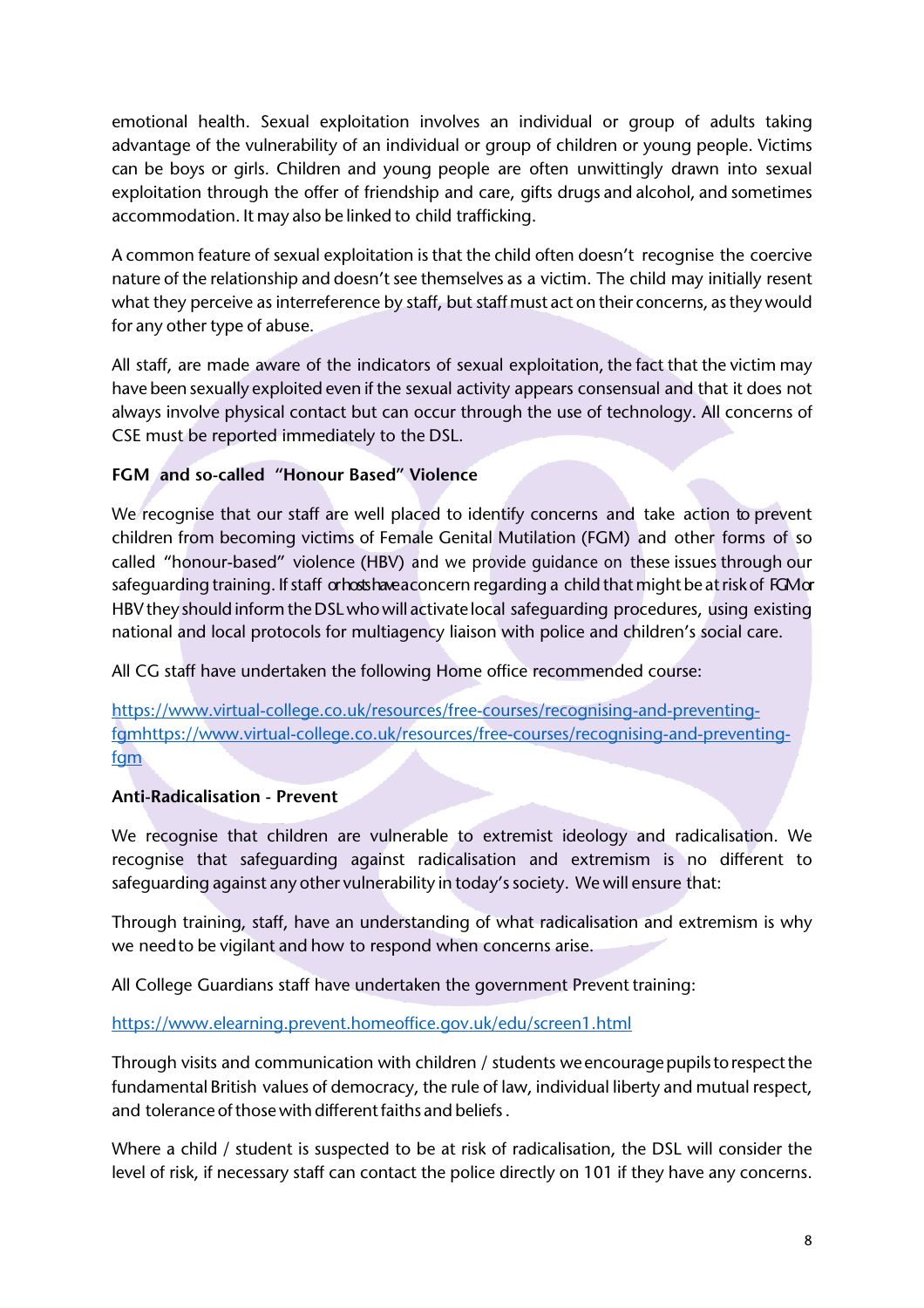emotional health. Sexual exploitation involves an individual or group of adults taking advantage of the vulnerability of an individual or group of children or young people. Victims can be boys or girls. Children and young people are often unwittingly drawn into sexual exploitation through the offer of friendship and care, gifts drugs and alcohol, and sometimes accommodation. It may also be linked to child trafficking.

A common feature of sexual exploitation is that the child often doesn't recognise the coercive nature of the relationship and doesn't see themselves as a victim. The child may initially resent what they perceive as interreference by staff, but staff must act on their concerns, as they would for any other type of abuse.

All staff, are made aware of the indicators of sexual exploitation, the fact that the victim may have been sexually exploited even if the sexual activity appears consensual and that it does not always involve physical contact but can occur through the use of technology. All concerns of CSE must be reported immediately to the DSL.

**FGM and so-called "Honour Based" Violence**

We recognise that our staff are well placed to identify concerns and take action to prevent children from becoming victims of Female Genital Mutilation (FGM) and other forms of so called "honour-based" violence (HBV) and we provide guidance on these issues through our safeguarding training. If staff or hosts have a concern regarding a child that might be at risk of FGM or HBV they should inform the DSL who will activate local safeguarding procedures, using existing national and local protocols for multiagency liaison with police and children's social care.

All CG staff have undertaken the following Home office recommended course:

https://www.virtual-college.co.uk/resources/free-courses/recognising-and-preventing-fgmhttps://www.virtual-college.co.uk/resources/free-courses/recognising-and-preventing-fgm

**Anti-Radicalisation - Prevent**

We recognise that children are vulnerable to extremist ideology and radicalisation. We recognise that safeguarding against radicalisation and extremism is no different to safeguarding against any other vulnerability in today's society. We will ensure that:

Through training, staff, have an understanding of what radicalisation and extremism is why we need to be vigilant and how to respond when concerns arise.

All College Guardians staff have undertaken the government Prevent training:

https://www.elearning.prevent.homeoffice.gov.uk/edu/screen1.html

Through visits and communication with children / students we encourage pupils to respect the fundamental British values of democracy, the rule of law, individual liberty and mutual respect, and tolerance of those with different faiths and beliefs .

Where a child / student is suspected to be at risk of radicalisation, the DSL will consider the level of risk, if necessary staff can contact the police directly on 101 if they have any concerns.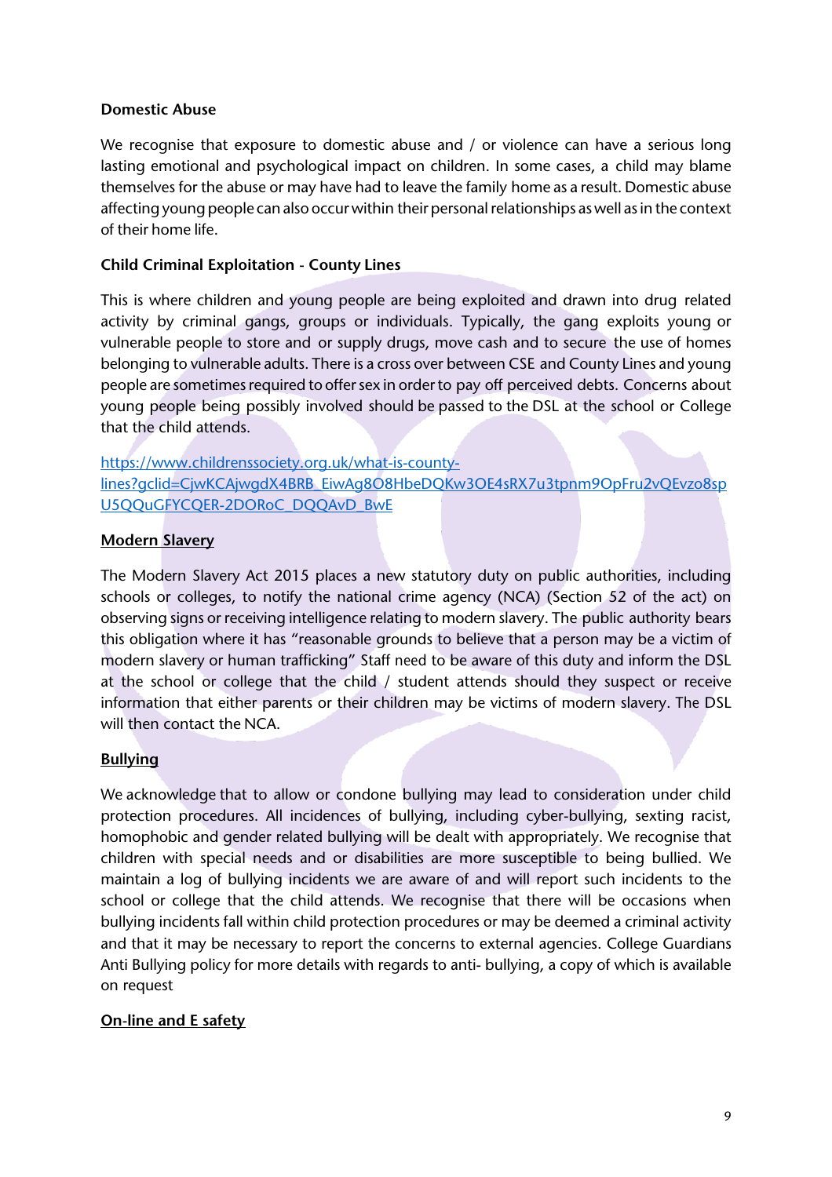**Domestic Abuse**

We recognise that exposure to domestic abuse and / or violence can have a serious long lasting emotional and psychological impact on children. In some cases, a child may blame themselves for the abuse or may have had to leave the family home as a result. Domestic abuse affecting young people can also occur within their personal relationships as well as in the context of their home life.

**Child Criminal Exploitation - County Lines**

This is where children and young people are being exploited and drawn into drug related activity by criminal gangs, groups or individuals. Typically, the gang exploits young or vulnerable people to store and or supply drugs, move cash and to secure the use of homes belonging to vulnerable adults. There is a cross over between CSE and County Lines and young people are sometimes required to offer sex in order to pay off perceived debts. Concerns about young people being possibly involved should be passed to the DSL at the school or College that the child attends.

[https://www.childrenssociety.org.uk/what-is-county-lines?gclid=CjwKCAjwgdX4BRB_EiwAg8O8HbeDQKw3OE4sRX7u3tpnm9OpFru2vQEvzo8spU5QQuGFYCQER-2DORoC_DQQAvD_BwE](https://www.childrenssociety.org.uk/what-is-county-lines?gclid=CjwKCAjwgdX4BRB_EiwAg8O8HbeDQKw3OE4sRX7u3tpnm9OpFru2vQEvzo8spU5QQuGFYCQER-2DORoC_DQQAvD_BwE)

**Modern Slavery**

The Modern Slavery Act 2015 places a new statutory duty on public authorities, including schools or colleges, to notify the national crime agency (NCA) (Section 52 of the act) on observing signs or receiving intelligence relating to modern slavery. The public authority bears this obligation where it has "reasonable grounds to believe that a person may be a victim of modern slavery or human trafficking" Staff need to be aware of this duty and inform the DSL at the school or college that the child / student attends should they suspect or receive information that either parents or their children may be victims of modern slavery. The DSL will then contact the NCA.

**Bullying**

We acknowledge that to allow or condone bullying may lead to consideration under child protection procedures. All incidences of bullying, including cyber-bullying, sexting racist, homophobic and gender related bullying will be dealt with appropriately. We recognise that children with special needs and or disabilities are more susceptible to being bullied. We maintain a log of bullying incidents we are aware of and will report such incidents to the school or college that the child attends. We recognise that there will be occasions when bullying incidents fall within child protection procedures or may be deemed a criminal activity and that it may be necessary to report the concerns to external agencies. College Guardians Anti Bullying policy for more details with regards to anti- bullying, a copy of which is available on request

**On-line and E safety**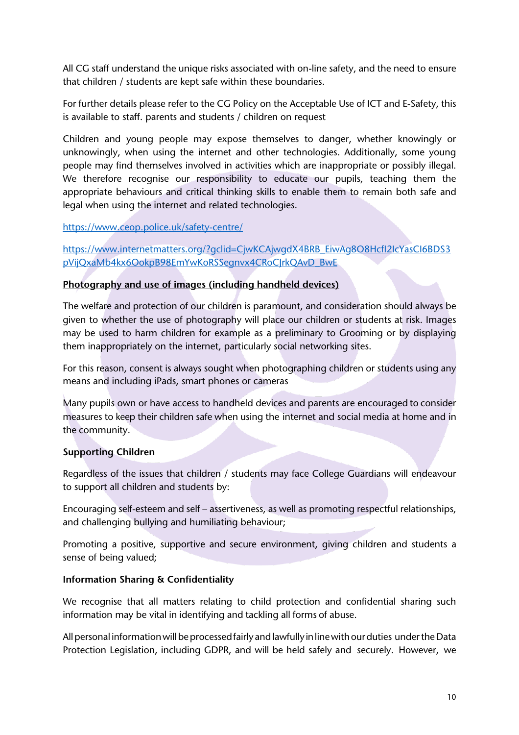All CG staff understand the unique risks associated with on-line safety, and the need to ensure that children / students are kept safe within these boundaries.

For further details please refer to the CG Policy on the Acceptable Use of ICT and E-Safety, this is available to staff. parents and students / children on request

Children and young people may expose themselves to danger, whether knowingly or unknowingly, when using the internet and other technologies. Additionally, some young people may find themselves involved in activities which are inappropriate or possibly illegal. We therefore recognise our responsibility to educate our pupils, teaching them the appropriate behaviours and critical thinking skills to enable them to remain both safe and legal when using the internet and related technologies.

https://www.ceop.police.uk/safety-centre/

https://www.internetmatters.org/?gclid=CjwKCAjwgdX4BRB_EiwAg8O8HcfI2IcYasCI6BDS3pVijQxaMb4kx6OokpB98EmYwKoRSSegnvx4CRoCJrkQAvD_BwE

**Photography and use of images (including handheld devices)**

The welfare and protection of our children is paramount, and consideration should always be given to whether the use of photography will place our children or students at risk. Images may be used to harm children for example as a preliminary to Grooming or by displaying them inappropriately on the internet, particularly social networking sites.

For this reason, consent is always sought when photographing children or students using any means and including iPads, smart phones or cameras

Many pupils own or have access to handheld devices and parents are encouraged to consider measures to keep their children safe when using the internet and social media at home and in the community.

**Supporting Children**

Regardless of the issues that children / students may face College Guardians will endeavour to support all children and students by:

Encouraging self-esteem and self – assertiveness, as well as promoting respectful relationships, and challenging bullying and humiliating behaviour;

Promoting a positive, supportive and secure environment, giving children and students a sense of being valued;

**Information Sharing & Confidentiality**

We recognise that all matters relating to child protection and confidential sharing such information may be vital in identifying and tackling all forms of abuse.

All personal information will be processed fairly and lawfully in line with our duties under the Data Protection Legislation, including GDPR, and will be held safely and securely. However, we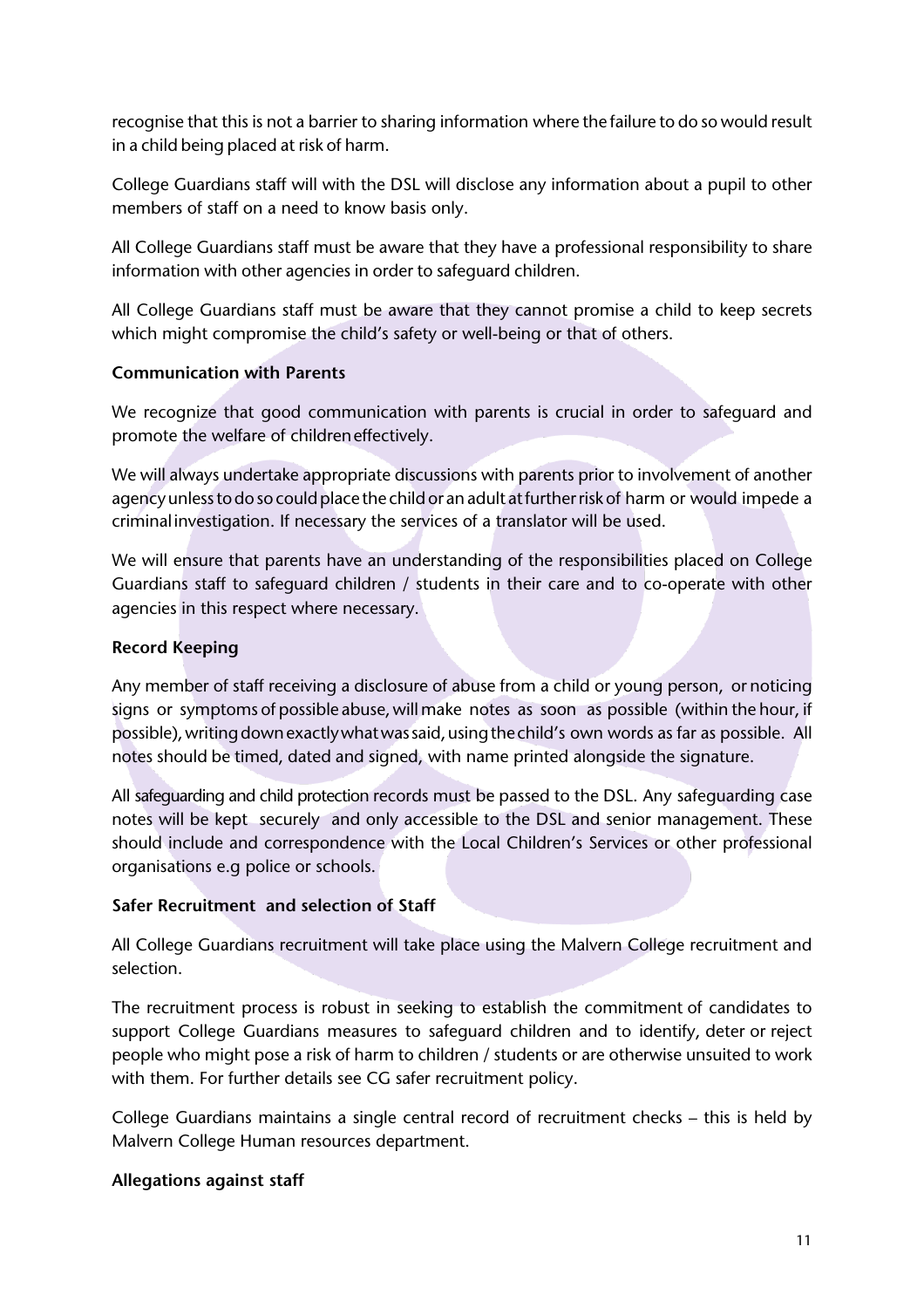recognise that this is not a barrier to sharing information where the failure to do so would result in a child being placed at risk of harm.

College Guardians staff will with the DSL will disclose any information about a pupil to other members of staff on a need to know basis only.

All College Guardians staff must be aware that they have a professional responsibility to share information with other agencies in order to safeguard children.

All College Guardians staff must be aware that they cannot promise a child to keep secrets which might compromise the child's safety or well-being or that of others.

**Communication with Parents**

We recognize that good communication with parents is crucial in order to safeguard and promote the welfare of children effectively.

We will always undertake appropriate discussions with parents prior to involvement of another agency unless to do so could place the child or an adult at further risk of harm or would impede a criminal investigation. If necessary the services of a translator will be used.

We will ensure that parents have an understanding of the responsibilities placed on College Guardians staff to safeguard children / students in their care and to co-operate with other agencies in this respect where necessary.

**Record Keeping**

Any member of staff receiving a disclosure of abuse from a child or young person, or noticing signs or symptoms of possible abuse, will make notes as soon as possible (within the hour, if possible), writing down exactly what was said, using the child's own words as far as possible. All notes should be timed, dated and signed, with name printed alongside the signature.

All safeguarding and child protection records must be passed to the DSL. Any safeguarding case notes will be kept securely and only accessible to the DSL and senior management. These should include and correspondence with the Local Children's Services or other professional organisations e.g police or schools.

**Safer Recruitment and selection of Staff**

All College Guardians recruitment will take place using the Malvern College recruitment and selection.

The recruitment process is robust in seeking to establish the commitment of candidates to support College Guardians measures to safeguard children and to identify, deter or reject people who might pose a risk of harm to children / students or are otherwise unsuited to work with them. For further details see CG safer recruitment policy.

College Guardians maintains a single central record of recruitment checks – this is held by Malvern College Human resources department.

**Allegations against staff**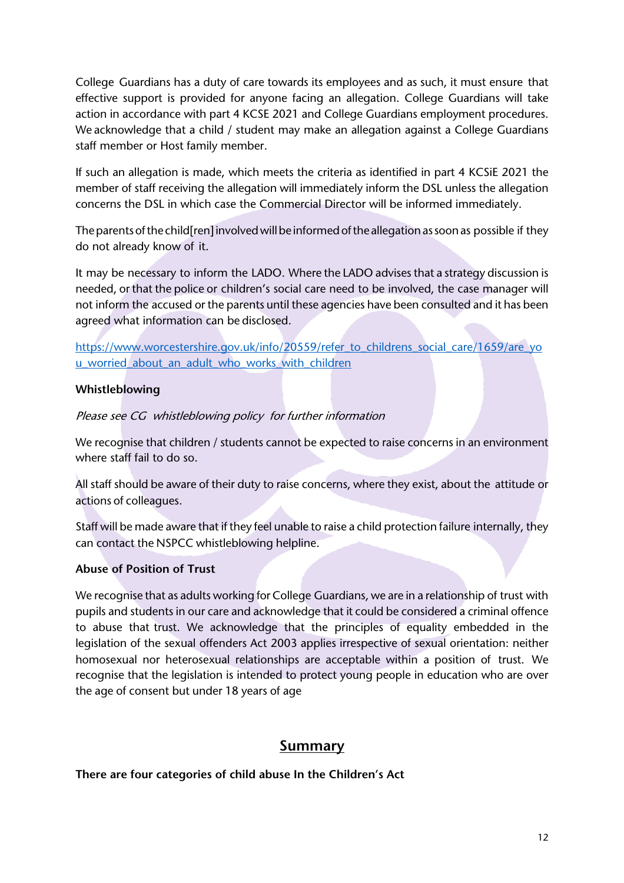College Guardians has a duty of care towards its employees and as such, it must ensure that effective support is provided for anyone facing an allegation. College Guardians will take action in accordance with part 4 KCSE 2021 and College Guardians employment procedures. We acknowledge that a child / student may make an allegation against a College Guardians staff member or Host family member.

If such an allegation is made, which meets the criteria as identified in part 4 KCSiE 2021 the member of staff receiving the allegation will immediately inform the DSL unless the allegation concerns the DSL in which case the Commercial Director will be informed immediately.

The parents of the child[ren] involved will be informed of the allegation as soon as possible if they do not already know of it.

It may be necessary to inform the LADO. Where the LADO advises that a strategy discussion is needed, or that the police or children's social care need to be involved, the case manager will not inform the accused or the parents until these agencies have been consulted and it has been agreed what information can be disclosed.

https://www.worcestershire.gov.uk/info/20559/refer_to_childrens_social_care/1659/are_you_worried_about_an_adult_who_works_with_children

**Whistleblowing**

*Please see CG whistleblowing policy for further information*

We recognise that children / students cannot be expected to raise concerns in an environment where staff fail to do so.

All staff should be aware of their duty to raise concerns, where they exist, about the attitude or actions of colleagues.

Staff will be made aware that if they feel unable to raise a child protection failure internally, they can contact the NSPCC whistleblowing helpline.

**Abuse of Position of Trust**

We recognise that as adults working for College Guardians, we are in a relationship of trust with pupils and students in our care and acknowledge that it could be considered a criminal offence to abuse that trust. We acknowledge that the principles of equality embedded in the legislation of the sexual offenders Act 2003 applies irrespective of sexual orientation: neither homosexual nor heterosexual relationships are acceptable within a position of trust. We recognise that the legislation is intended to protect young people in education who are over the age of consent but under 18 years of age

## Summary

**There are four categories of child abuse In the Children's Act**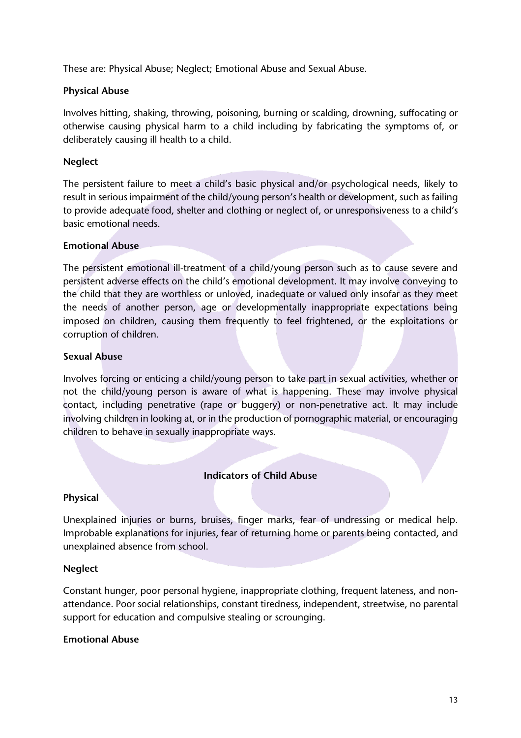These are: Physical Abuse; Neglect; Emotional Abuse and Sexual Abuse.

**Physical Abuse**

Involves hitting, shaking, throwing, poisoning, burning or scalding, drowning, suffocating or otherwise causing physical harm to a child including by fabricating the symptoms of, or deliberately causing ill health to a child.

**Neglect**

The persistent failure to meet a child's basic physical and/or psychological needs, likely to result in serious impairment of the child/young person's health or development, such as failing to provide adequate food, shelter and clothing or neglect of, or unresponsiveness to a child's basic emotional needs.

**Emotional Abuse**

The persistent emotional ill-treatment of a child/young person such as to cause severe and persistent adverse effects on the child's emotional development. It may involve conveying to the child that they are worthless or unloved, inadequate or valued only insofar as they meet the needs of another person, age or developmentally inappropriate expectations being imposed on children, causing them frequently to feel frightened, or the exploitations or corruption of children.

**Sexual Abuse**

Involves forcing or enticing a child/young person to take part in sexual activities, whether or not the child/young person is aware of what is happening. These may involve physical contact, including penetrative (rape or buggery) or non-penetrative act. It may include involving children in looking at, or in the production of pornographic material, or encouraging children to behave in sexually inappropriate ways.

## Indicators of Child Abuse

**Physical**

Unexplained injuries or burns, bruises, finger marks, fear of undressing or medical help. Improbable explanations for injuries, fear of returning home or parents being contacted, and unexplained absence from school.

**Neglect**

Constant hunger, poor personal hygiene, inappropriate clothing, frequent lateness, and non-attendance. Poor social relationships, constant tiredness, independent, streetwise, no parental support for education and compulsive stealing or scrounging.

**Emotional Abuse**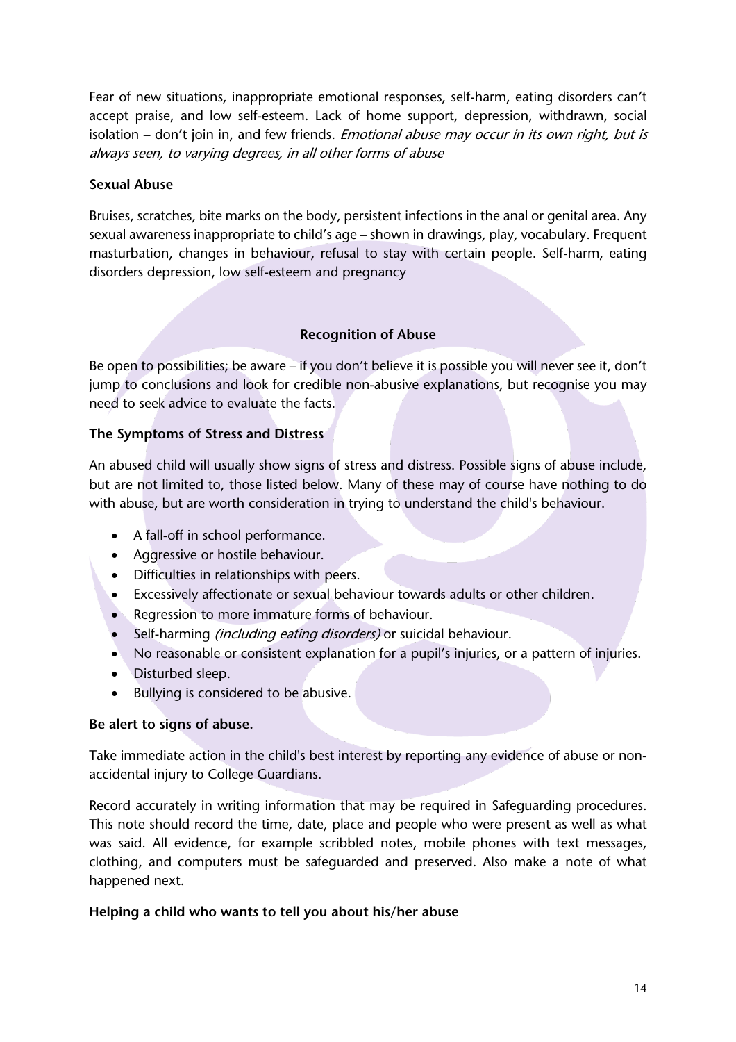Fear of new situations, inappropriate emotional responses, self-harm, eating disorders can't accept praise, and low self-esteem. Lack of home support, depression, withdrawn, social isolation – don't join in, and few friends. *Emotional abuse may occur in its own right, but is always seen, to varying degrees, in all other forms of abuse*

**Sexual Abuse**

Bruises, scratches, bite marks on the body, persistent infections in the anal or genital area. Any sexual awareness inappropriate to child's age – shown in drawings, play, vocabulary. Frequent masturbation, changes in behaviour, refusal to stay with certain people. Self-harm, eating disorders depression, low self-esteem and pregnancy

## Recognition of Abuse

Be open to possibilities; be aware – if you don't believe it is possible you will never see it, don't jump to conclusions and look for credible non-abusive explanations, but recognise you may need to seek advice to evaluate the facts.

**The Symptoms of Stress and Distress**

An abused child will usually show signs of stress and distress. Possible signs of abuse include, but are not limited to, those listed below. Many of these may of course have nothing to do with abuse, but are worth consideration in trying to understand the child's behaviour.

- A fall-off in school performance.
- Aggressive or hostile behaviour.
- Difficulties in relationships with peers.
- Excessively affectionate or sexual behaviour towards adults or other children.
- Regression to more immature forms of behaviour.
- Self-harming *(including eating disorders)* or suicidal behaviour.
- No reasonable or consistent explanation for a pupil's injuries, or a pattern of injuries.
- Disturbed sleep.
- Bullying is considered to be abusive.

**Be alert to signs of abuse.**

Take immediate action in the child's best interest by reporting any evidence of abuse or non-accidental injury to College Guardians.

Record accurately in writing information that may be required in Safeguarding procedures. This note should record the time, date, place and people who were present as well as what was said. All evidence, for example scribbled notes, mobile phones with text messages, clothing, and computers must be safeguarded and preserved. Also make a note of what happened next.

**Helping a child who wants to tell you about his/her abuse**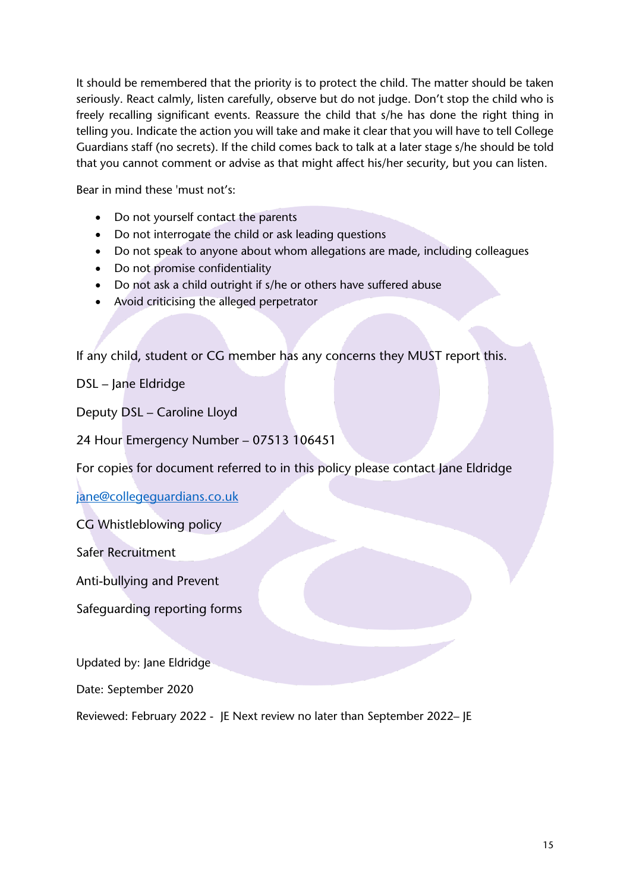It should be remembered that the priority is to protect the child. The matter should be taken seriously. React calmly, listen carefully, observe but do not judge. Don't stop the child who is freely recalling significant events. Reassure the child that s/he has done the right thing in telling you. Indicate the action you will take and make it clear that you will have to tell College Guardians staff (no secrets). If the child comes back to talk at a later stage s/he should be told that you cannot comment or advise as that might affect his/her security, but you can listen.

Bear in mind these 'must not's:

- Do not yourself contact the parents
- Do not interrogate the child or ask leading questions
- Do not speak to anyone about whom allegations are made, including colleagues
- Do not promise confidentiality
- Do not ask a child outright if s/he or others have suffered abuse
- Avoid criticising the alleged perpetrator

If any child, student or CG member has any concerns they MUST report this.

DSL – Jane Eldridge

Deputy DSL – Caroline Lloyd

24 Hour Emergency Number – 07513 106451

For copies for document referred to in this policy please contact Jane Eldridge

jane@collegeguardians.co.uk

CG Whistleblowing policy

Safer Recruitment

Anti-bullying and Prevent

Safeguarding reporting forms

Updated by: Jane Eldridge

Date: September 2020

Reviewed: February 2022 - JE Next review no later than September 2022– JE